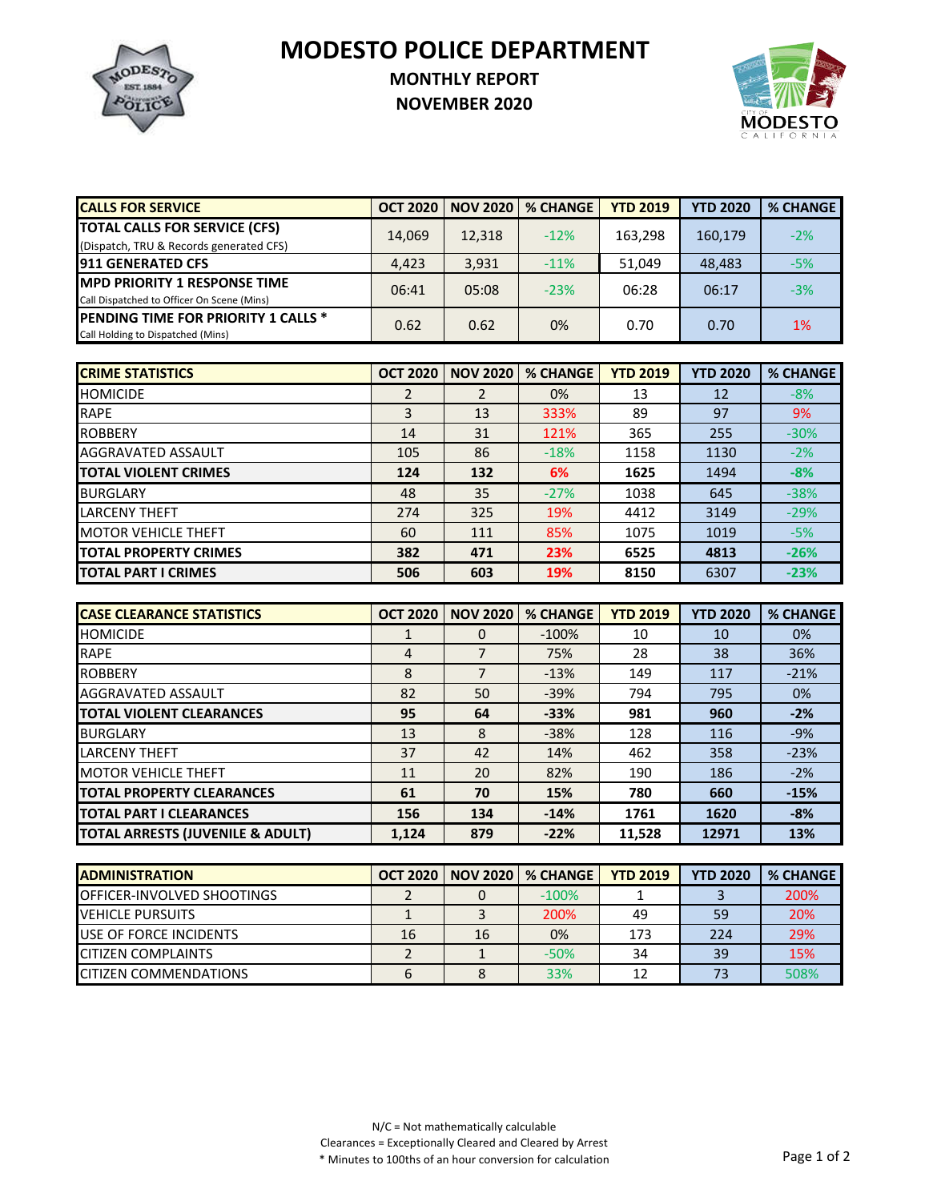# MODESTO POLICE DEPARTMENT

## MONTHLY REPORT

## NOVEMBER 2020

| CALLS FOR SERVICE | OCT 2020 | NOV 2020 | % CHANGE | YTD 2019 | YTD 2020 | % CHANGE |
|---|---|---|---|---|---|---|
| **TOTAL CALLS FOR SERVICE (CFS)** (Dispatch, TRU & Records generated CFS) | 14,069 | 12,318 | -12% | 163,298 | 160,179 | -2% |
| **911 GENERATED CFS** | 4,423 | 3,931 | -11% | 51,049 | 48,483 | -5% |
| **MPD PRIORITY 1 RESPONSE TIME** Call Dispatched to Officer On Scene (Mins) | 06:41 | 05:08 | -23% | 06:28 | 06:17 | -3% |
| **PENDING TIME FOR PRIORITY 1 CALLS *** Call Holding to Dispatched (Mins) | 0.62 | 0.62 | 0% | 0.70 | 0.70 | 1% |

| CRIME STATISTICS | OCT 2020 | NOV 2020 | % CHANGE | YTD 2019 | YTD 2020 | % CHANGE |
|---|---|---|---|---|---|---|
| HOMICIDE | 2 | 2 | 0% | 13 | 12 | -8% |
| RAPE | 3 | 13 | 333% | 89 | 97 | 9% |
| ROBBERY | 14 | 31 | 121% | 365 | 255 | -30% |
| AGGRAVATED ASSAULT | 105 | 86 | -18% | 1158 | 1130 | -2% |
| **TOTAL VIOLENT CRIMES** | **124** | **132** | **6%** | **1625** | 1494 | **-8%** |
| BURGLARY | 48 | 35 | -27% | 1038 | 645 | -38% |
| LARCENY THEFT | 274 | 325 | 19% | 4412 | 3149 | -29% |
| MOTOR VEHICLE THEFT | 60 | 111 | 85% | 1075 | 1019 | -5% |
| **TOTAL PROPERTY CRIMES** | **382** | **471** | **23%** | **6525** | **4813** | **-26%** |
| **TOTAL PART I CRIMES** | **506** | **603** | **19%** | **8150** | 6307 | **-23%** |

| CASE CLEARANCE STATISTICS | OCT 2020 | NOV 2020 | % CHANGE | YTD 2019 | YTD 2020 | % CHANGE |
|---|---|---|---|---|---|---|
| HOMICIDE | 1 | 0 | -100% | 10 | 10 | 0% |
| RAPE | 4 | 7 | 75% | 28 | 38 | 36% |
| ROBBERY | 8 | 7 | -13% | 149 | 117 | -21% |
| AGGRAVATED ASSAULT | 82 | 50 | -39% | 794 | 795 | 0% |
| **TOTAL VIOLENT CLEARANCES** | **95** | **64** | **-33%** | **981** | **960** | **-2%** |
| BURGLARY | 13 | 8 | -38% | 128 | 116 | -9% |
| LARCENY THEFT | 37 | 42 | 14% | 462 | 358 | -23% |
| MOTOR VEHICLE THEFT | 11 | 20 | 82% | 190 | 186 | -2% |
| **TOTAL PROPERTY CLEARANCES** | **61** | **70** | **15%** | **780** | **660** | **-15%** |
| **TOTAL PART I CLEARANCES** | **156** | **134** | **-14%** | **1761** | **1620** | **-8%** |
| **TOTAL ARRESTS (JUVENILE & ADULT)** | **1,124** | **879** | **-22%** | **11,528** | **12971** | **13%** |

| ADMINISTRATION | OCT 2020 | NOV 2020 | % CHANGE | YTD 2019 | YTD 2020 | % CHANGE |
|---|---|---|---|---|---|---|
| OFFICER-INVOLVED SHOOTINGS | 2 | 0 | -100% | 1 | 3 | 200% |
| VEHICLE PURSUITS | 1 | 3 | 200% | 49 | 59 | 20% |
| USE OF FORCE INCIDENTS | 16 | 16 | 0% | 173 | 224 | 29% |
| CITIZEN COMPLAINTS | 2 | 1 | -50% | 34 | 39 | 15% |
| CITIZEN COMMENDATIONS | 6 | 8 | 33% | 12 | 73 | 508% |

N/C = Not mathematically calculable

Clearances = Exceptionally Cleared and Cleared by Arrest

* Minutes to 100ths of an hour conversion for calculation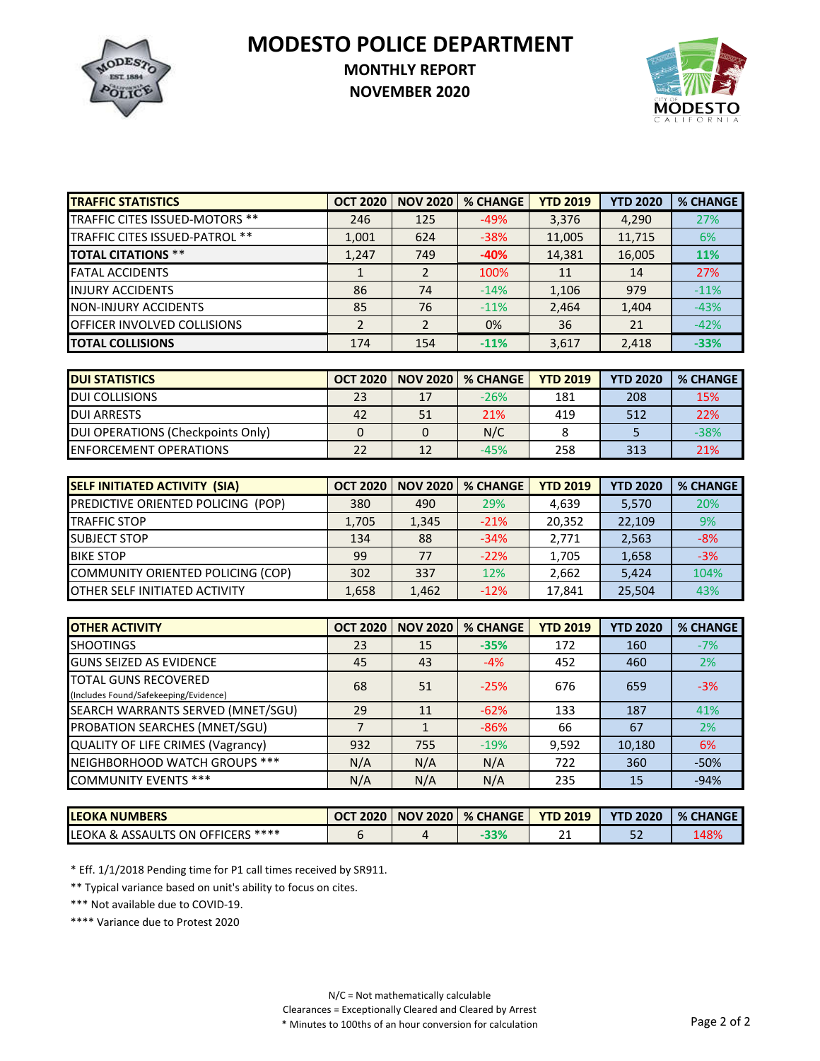# MODESTO POLICE DEPARTMENT

## MONTHLY REPORT

## NOVEMBER 2020

| TRAFFIC STATISTICS | OCT 2020 | NOV 2020 | % CHANGE | YTD 2019 | YTD 2020 | % CHANGE |
|---|---|---|---|---|---|---|
| TRAFFIC CITES ISSUED-MOTORS ** | 246 | 125 | -49% | 3,376 | 4,290 | 27% |
| TRAFFIC CITES ISSUED-PATROL ** | 1,001 | 624 | -38% | 11,005 | 11,715 | 6% |
| **TOTAL CITATIONS** ** | 1,247 | 749 | **-40%** | 14,381 | 16,005 | **11%** |
| FATAL ACCIDENTS | 1 | 2 | 100% | 11 | 14 | 27% |
| INJURY ACCIDENTS | 86 | 74 | -14% | 1,106 | 979 | -11% |
| NON-INJURY ACCIDENTS | 85 | 76 | -11% | 2,464 | 1,404 | -43% |
| OFFICER INVOLVED COLLISIONS | 2 | 2 | 0% | 36 | 21 | -42% |
| **TOTAL COLLISIONS** | 174 | 154 | **-11%** | 3,617 | 2,418 | **-33%** |

| DUI STATISTICS | OCT 2020 | NOV 2020 | % CHANGE | YTD 2019 | YTD 2020 | % CHANGE |
|---|---|---|---|---|---|---|
| DUI COLLISIONS | 23 | 17 | -26% | 181 | 208 | 15% |
| DUI ARRESTS | 42 | 51 | 21% | 419 | 512 | 22% |
| DUI OPERATIONS (Checkpoints Only) | 0 | 0 | N/C | 8 | 5 | -38% |
| ENFORCEMENT OPERATIONS | 22 | 12 | -45% | 258 | 313 | 21% |

| SELF INITIATED ACTIVITY (SIA) | OCT 2020 | NOV 2020 | % CHANGE | YTD 2019 | YTD 2020 | % CHANGE |
|---|---|---|---|---|---|---|
| PREDICTIVE ORIENTED POLICING (POP) | 380 | 490 | 29% | 4,639 | 5,570 | 20% |
| TRAFFIC STOP | 1,705 | 1,345 | -21% | 20,352 | 22,109 | 9% |
| SUBJECT STOP | 134 | 88 | -34% | 2,771 | 2,563 | -8% |
| BIKE STOP | 99 | 77 | -22% | 1,705 | 1,658 | -3% |
| COMMUNITY ORIENTED POLICING (COP) | 302 | 337 | 12% | 2,662 | 5,424 | 104% |
| OTHER SELF INITIATED ACTIVITY | 1,658 | 1,462 | -12% | 17,841 | 25,504 | 43% |

| OTHER ACTIVITY | OCT 2020 | NOV 2020 | % CHANGE | YTD 2019 | YTD 2020 | % CHANGE |
|---|---|---|---|---|---|---|
| SHOOTINGS | 23 | 15 | **-35%** | 172 | 160 | -7% |
| GUNS SEIZED AS EVIDENCE | 45 | 43 | -4% | 452 | 460 | 2% |
| TOTAL GUNS RECOVERED (Includes Found/Safekeeping/Evidence) | 68 | 51 | -25% | 676 | 659 | -3% |
| SEARCH WARRANTS SERVED (MNET/SGU) | 29 | 11 | -62% | 133 | 187 | 41% |
| PROBATION SEARCHES (MNET/SGU) | 7 | 1 | -86% | 66 | 67 | 2% |
| QUALITY OF LIFE CRIMES (Vagrancy) | 932 | 755 | -19% | 9,592 | 10,180 | 6% |
| NEIGHBORHOOD WATCH GROUPS *** | N/A | N/A | N/A | 722 | 360 | -50% |
| COMMUNITY EVENTS *** | N/A | N/A | N/A | 235 | 15 | -94% |

| LEOKA NUMBERS | OCT 2020 | NOV 2020 | % CHANGE | YTD 2019 | YTD 2020 | % CHANGE |
|---|---|---|---|---|---|---|
| LEOKA & ASSAULTS ON OFFICERS **** | 6 | 4 | **-33%** | 21 | 52 | 148% |

* Eff. 1/1/2018 Pending time for P1 call times received by SR911.

** Typical variance based on unit's ability to focus on cites.

*** Not available due to COVID-19.

**** Variance due to Protest 2020

N/C = Not mathematically calculable

Clearances = Exceptionally Cleared and Cleared by Arrest

* Minutes to 100ths of an hour conversion for calculation